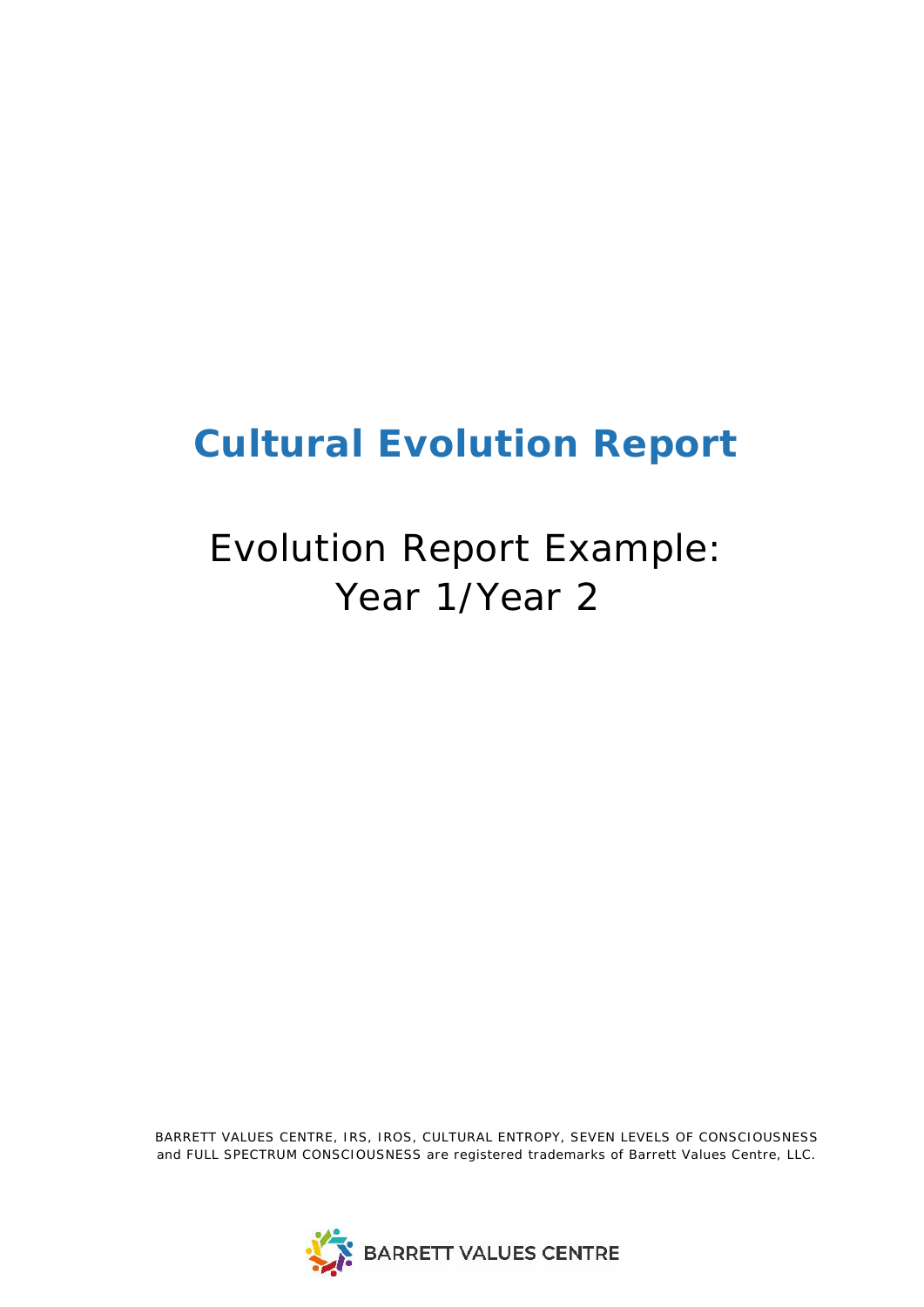# Cultural Evolution Report

## Evolution Report Example: Year 1/Year 2

BARRETT VALUES CENTRE, IRS, IROS, CULTURAL ENTROPY, SEVEN LEVELS OF CONSCIOUSNESS and FULL SPECTRUM CONSCIOUSNESS are registered trademarks of Barrett Values Centre, LLC.

BARRETT VALUES CENTRE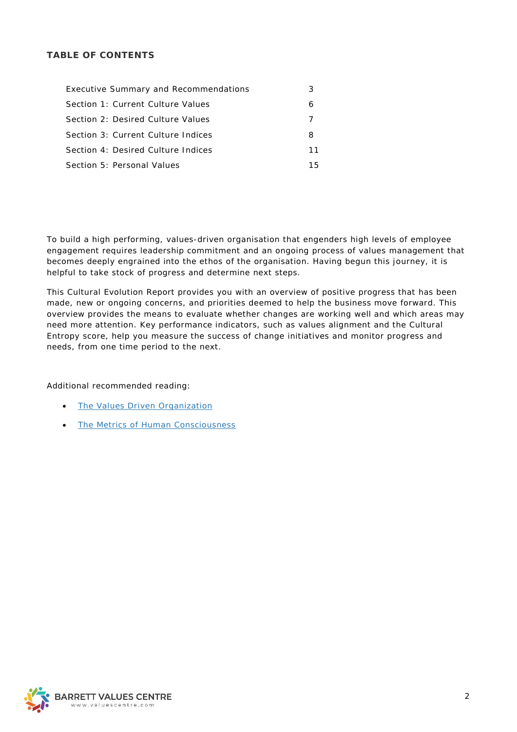**TABLE OF CONTENTS**

| | |
|---|---|
| Executive Summary and Recommendations | 3 |
| Section 1: Current Culture Values | 6 |
| Section 2: Desired Culture Values | 7 |
| Section 3: Current Culture Indices | 8 |
| Section 4: Desired Culture Indices | 11 |
| Section 5: Personal Values | 15 |

To build a high performing, values-driven organisation that engenders high levels of employee engagement requires leadership commitment and an ongoing process of values management that becomes deeply engrained into the ethos of the organisation. Having begun this journey, it is helpful to take stock of progress and determine next steps.

This Cultural Evolution Report provides you with an overview of positive progress that has been made, new or ongoing concerns, and priorities deemed to help the business move forward. This overview provides the means to evaluate whether changes are working well and which areas may need more attention. Key performance indicators, such as values alignment and the Cultural Entropy score, help you measure the success of change initiatives and monitor progress and needs, from one time period to the next.

Additional recommended reading:

- The Values Driven Organization
- The Metrics of Human Consciousness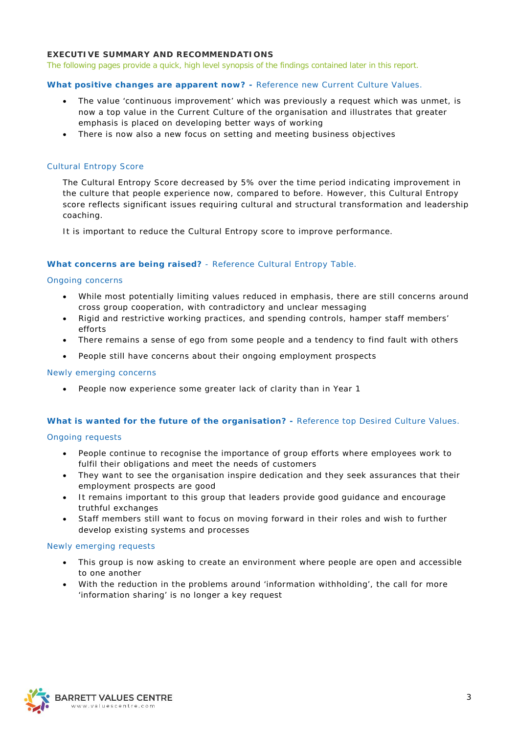## EXECUTIVE SUMMARY AND RECOMMENDATIONS

The following pages provide a quick, high level synopsis of the findings contained later in this report.

**What positive changes are apparent now? -** Reference new Current Culture Values.

- The value 'continuous improvement' which was previously a request which was unmet, is now a top value in the Current Culture of the organisation and illustrates that greater emphasis is placed on developing better ways of working
- There is now also a new focus on setting and meeting business objectives

### Cultural Entropy Score

The Cultural Entropy Score decreased by 5% over the time period indicating improvement in the culture that people experience now, compared to before. However, this Cultural Entropy score reflects significant issues requiring cultural and structural transformation and leadership coaching.

It is important to reduce the Cultural Entropy score to improve performance.

**What concerns are being raised?** - Reference Cultural Entropy Table.

### Ongoing concerns

- While most potentially limiting values reduced in emphasis, there are still concerns around cross group cooperation, with contradictory and unclear messaging
- Rigid and restrictive working practices, and spending controls, hamper staff members' efforts
- There remains a sense of ego from some people and a tendency to find fault with others
- People still have concerns about their ongoing employment prospects

### Newly emerging concerns

- People now experience some greater lack of clarity than in Year 1

**What is wanted for the future of the organisation? -** Reference top Desired Culture Values.

### Ongoing requests

- People continue to recognise the importance of group efforts where employees work to fulfil their obligations and meet the needs of customers
- They want to see the organisation inspire dedication and they seek assurances that their employment prospects are good
- It remains important to this group that leaders provide good guidance and encourage truthful exchanges
- Staff members still want to focus on moving forward in their roles and wish to further develop existing systems and processes

### Newly emerging requests

- This group is now asking to create an environment where people are open and accessible to one another
- With the reduction in the problems around 'information withholding', the call for more 'information sharing' is no longer a key request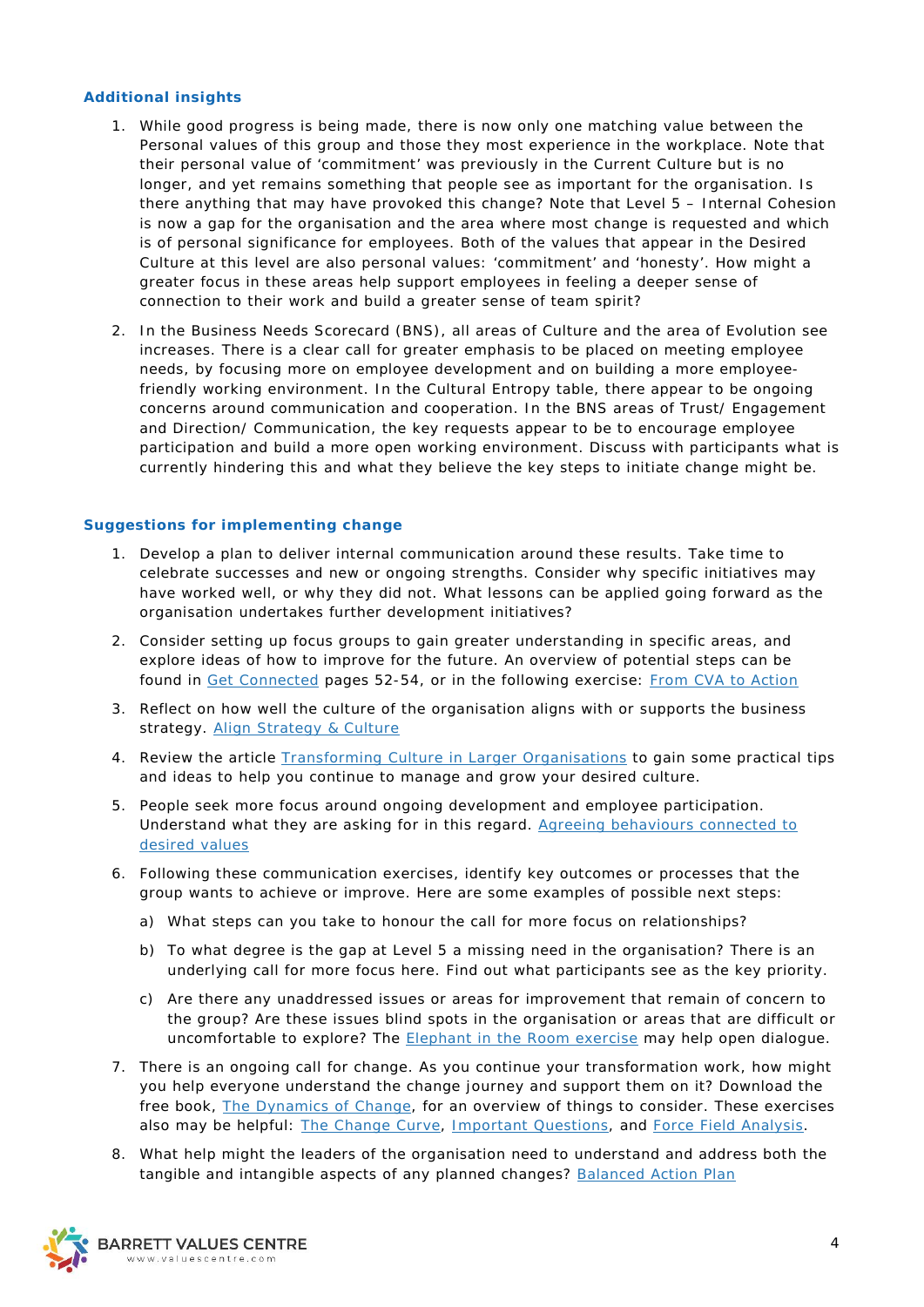### Additional insights

1. While good progress is being made, there is now only one matching value between the Personal values of this group and those they most experience in the workplace. Note that their personal value of 'commitment' was previously in the Current Culture but is no longer, and yet remains something that people see as important for the organisation. Is there anything that may have provoked this change? Note that Level 5 – Internal Cohesion is now a gap for the organisation and the area where most change is requested and which is of personal significance for employees. Both of the values that appear in the Desired Culture at this level are also personal values: 'commitment' and 'honesty'. How might a greater focus in these areas help support employees in feeling a deeper sense of connection to their work and build a greater sense of team spirit?

2. In the Business Needs Scorecard (BNS), all areas of Culture and the area of Evolution see increases. There is a clear call for greater emphasis to be placed on meeting employee needs, by focusing more on employee development and on building a more employee-friendly working environment. In the Cultural Entropy table, there appear to be ongoing concerns around communication and cooperation. In the BNS areas of Trust/ Engagement and Direction/ Communication, the key requests appear to be to encourage employee participation and build a more open working environment. Discuss with participants what is currently hindering this and what they believe the key steps to initiate change might be.

### Suggestions for implementing change

1. Develop a plan to deliver internal communication around these results. Take time to celebrate successes and new or ongoing strengths. Consider why specific initiatives may have worked well, or why they did not. What lessons can be applied going forward as the organisation undertakes further development initiatives?

2. Consider setting up focus groups to gain greater understanding in specific areas, and explore ideas of how to improve for the future. An overview of potential steps can be found in Get Connected pages 52-54, or in the following exercise: From CVA to Action

3. Reflect on how well the culture of the organisation aligns with or supports the business strategy. Align Strategy & Culture

4. Review the article Transforming Culture in Larger Organisations to gain some practical tips and ideas to help you continue to manage and grow your desired culture.

5. People seek more focus around ongoing development and employee participation. Understand what they are asking for in this regard. Agreeing behaviours connected to desired values

6. Following these communication exercises, identify key outcomes or processes that the group wants to achieve or improve. Here are some examples of possible next steps:

   a) What steps can you take to honour the call for more focus on relationships?

   b) To what degree is the gap at Level 5 a missing need in the organisation? There is an underlying call for more focus here. Find out what participants see as the key priority.

   c) Are there any unaddressed issues or areas for improvement that remain of concern to the group? Are these issues blind spots in the organisation or areas that are difficult or uncomfortable to explore? The Elephant in the Room exercise may help open dialogue.

7. There is an ongoing call for change. As you continue your transformation work, how might you help everyone understand the change journey and support them on it? Download the free book, The Dynamics of Change, for an overview of things to consider. These exercises also may be helpful: The Change Curve, Important Questions, and Force Field Analysis.

8. What help might the leaders of the organisation need to understand and address both the tangible and intangible aspects of any planned changes? Balanced Action Plan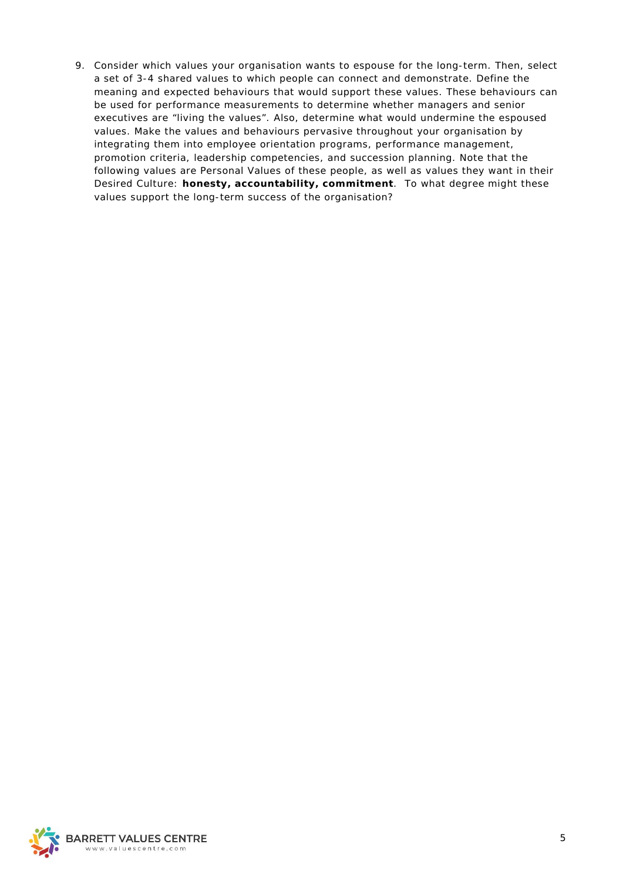9. Consider which values your organisation wants to espouse for the long-term. Then, select a set of 3-4 shared values to which people can connect and demonstrate. Define the meaning and expected behaviours that would support these values. These behaviours can be used for performance measurements to determine whether managers and senior executives are “living the values”. Also, determine what would undermine the espoused values. Make the values and behaviours pervasive throughout your organisation by integrating them into employee orientation programs, performance management, promotion criteria, leadership competencies, and succession planning. Note that the following values are Personal Values of these people, as well as values they want in their Desired Culture: **honesty, accountability, commitment**. To what degree might these values support the long-term success of the organisation?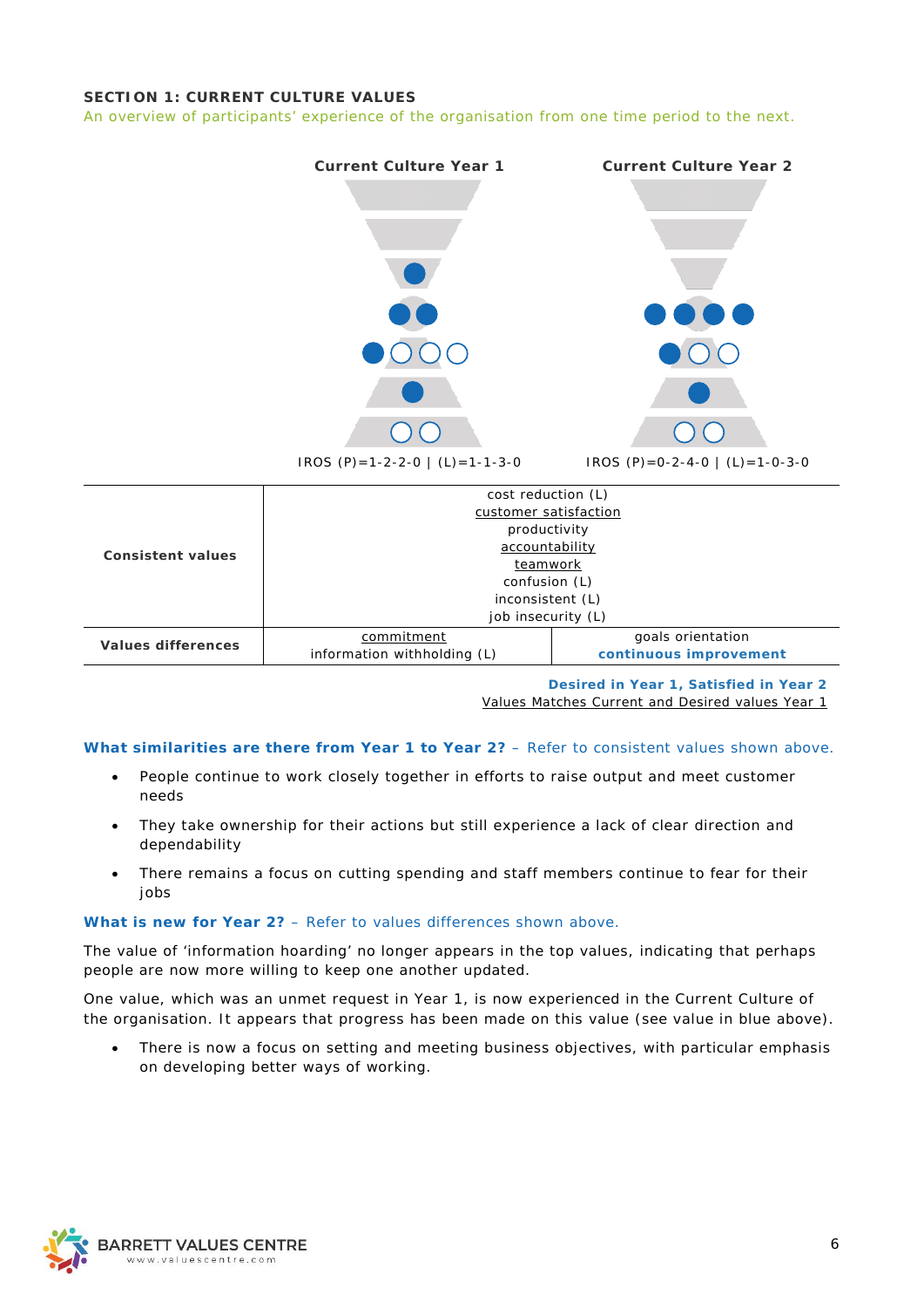## SECTION 1: CURRENT CULTURE VALUES

An overview of participants' experience of the organisation from one time period to the next.

| Current Culture Year 1 | Current Culture Year 2 |
|---|---|
| IROS (P)=1-2-2-0 \| (L)=1-1-3-0 | IROS (P)=0-2-4-0 \| (L)=1-0-3-0 |

| | | |
|---|---|---|
| **Consistent values** | cost reduction (L)<br>customer satisfaction<br>productivity<br>accountability<br>teamwork<br>confusion (L)<br>inconsistent (L)<br>job insecurity (L) | |
| **Values differences** | commitment<br>information withholding (L) | goals orientation<br>**continuous improvement** |

**Desired in Year 1, Satisfied in Year 2**
Values Matches Current and Desired values Year 1

**What similarities are there from Year 1 to Year 2?** – Refer to consistent values shown above.

- People continue to work closely together in efforts to raise output and meet customer needs
- They take ownership for their actions but still experience a lack of clear direction and dependability
- There remains a focus on cutting spending and staff members continue to fear for their jobs

**What is new for Year 2?** – Refer to values differences shown above.

The value of 'information hoarding' no longer appears in the top values, indicating that perhaps people are now more willing to keep one another updated.

One value, which was an unmet request in Year 1, is now experienced in the Current Culture of the organisation. It appears that progress has been made on this value (see value in blue above).

- There is now a focus on setting and meeting business objectives, with particular emphasis on developing better ways of working.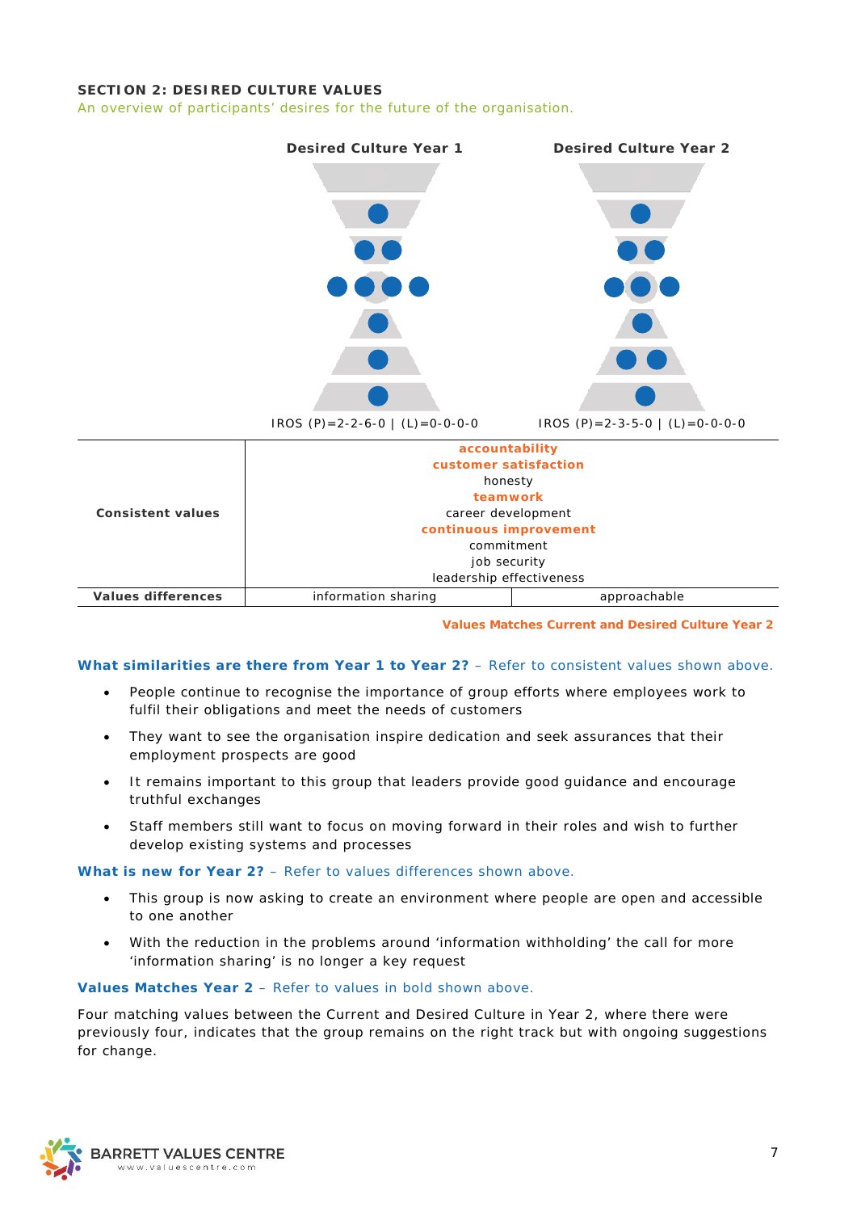**SECTION 2: DESIRED CULTURE VALUES**

An overview of participants' desires for the future of the organisation.

| | Desired Culture Year 1 | Desired Culture Year 2 |
|---|---|---|
| | IROS (P)=2-2-6-0 \| (L)=0-0-0-0 | IROS (P)=2-3-5-0 \| (L)=0-0-0-0 |
| **Consistent values** | **accountability**<br>**customer satisfaction**<br>honesty<br>**teamwork**<br>career development<br>**continuous improvement**<br>commitment<br>job security<br>leadership effectiveness | |
| **Values differences** | information sharing | approachable |

**Values Matches Current and Desired Culture Year 2**

**What similarities are there from Year 1 to Year 2?** – Refer to consistent values shown above.

- People continue to recognise the importance of group efforts where employees work to fulfil their obligations and meet the needs of customers
- They want to see the organisation inspire dedication and seek assurances that their employment prospects are good
- It remains important to this group that leaders provide good guidance and encourage truthful exchanges
- Staff members still want to focus on moving forward in their roles and wish to further develop existing systems and processes

**What is new for Year 2?** – Refer to values differences shown above.

- This group is now asking to create an environment where people are open and accessible to one another
- With the reduction in the problems around 'information withholding' the call for more 'information sharing' is no longer a key request

**Values Matches Year 2** – Refer to values in bold shown above.

Four matching values between the Current and Desired Culture in Year 2, where there were previously four, indicates that the group remains on the right track but with ongoing suggestions for change.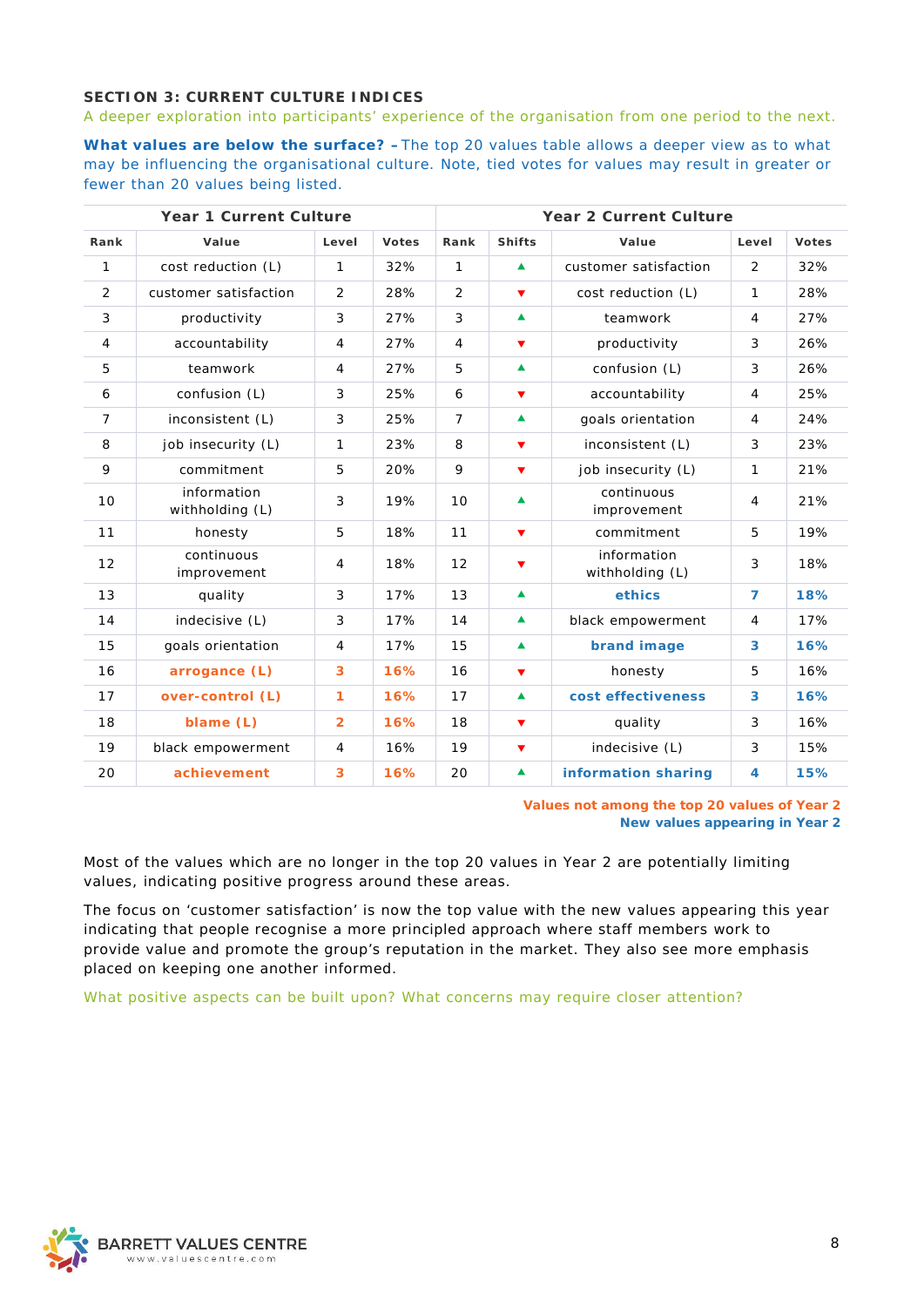**SECTION 3: CURRENT CULTURE INDICES**

A deeper exploration into participants' experience of the organisation from one period to the next.

**What values are below the surface? –** The top 20 values table allows a deeper view as to what may be influencing the organisational culture. Note, tied votes for values may result in greater or fewer than 20 values being listed.

| Year 1 Current Culture | | | | Year 2 Current Culture | | | | |
|---|---|---|---|---|---|---|---|---|
| **Rank** | **Value** | **Level** | **Votes** | **Rank** | **Shifts** | **Value** | **Level** | **Votes** |
| 1 | cost reduction (L) | 1 | 32% | 1 | ▲ | customer satisfaction | 2 | 32% |
| 2 | customer satisfaction | 2 | 28% | 2 | ▼ | cost reduction (L) | 1 | 28% |
| 3 | productivity | 3 | 27% | 3 | ▲ | teamwork | 4 | 27% |
| 4 | accountability | 4 | 27% | 4 | ▼ | productivity | 3 | 26% |
| 5 | teamwork | 4 | 27% | 5 | ▲ | confusion (L) | 3 | 26% |
| 6 | confusion (L) | 3 | 25% | 6 | ▼ | accountability | 4 | 25% |
| 7 | inconsistent (L) | 3 | 25% | 7 | ▲ | goals orientation | 4 | 24% |
| 8 | job insecurity (L) | 1 | 23% | 8 | ▼ | inconsistent (L) | 3 | 23% |
| 9 | commitment | 5 | 20% | 9 | ▼ | job insecurity (L) | 1 | 21% |
| 10 | information withholding (L) | 3 | 19% | 10 | ▲ | continuous improvement | 4 | 21% |
| 11 | honesty | 5 | 18% | 11 | ▼ | commitment | 5 | 19% |
| 12 | continuous improvement | 4 | 18% | 12 | ▼ | information withholding (L) | 3 | 18% |
| 13 | quality | 3 | 17% | 13 | ▲ | **ethics** | **7** | **18%** |
| 14 | indecisive (L) | 3 | 17% | 14 | ▲ | black empowerment | 4 | 17% |
| 15 | goals orientation | 4 | 17% | 15 | ▲ | **brand image** | **3** | **16%** |
| 16 | **arrogance (L)** | **3** | **16%** | 16 | ▼ | honesty | 5 | 16% |
| 17 | **over-control (L)** | **1** | **16%** | 17 | ▲ | **cost effectiveness** | **3** | **16%** |
| 18 | **blame (L)** | **2** | **16%** | 18 | ▼ | quality | 3 | 16% |
| 19 | black empowerment | 4 | 16% | 19 | ▼ | indecisive (L) | 3 | 15% |
| 20 | **achievement** | **3** | **16%** | 20 | ▲ | **information sharing** | **4** | **15%** |

**Values not among the top 20 values of Year 2**
**New values appearing in Year 2**

Most of the values which are no longer in the top 20 values in Year 2 are potentially limiting values, indicating positive progress around these areas.

The focus on 'customer satisfaction' is now the top value with the new values appearing this year indicating that people recognise a more principled approach where staff members work to provide value and promote the group's reputation in the market. They also see more emphasis placed on keeping one another informed.

What positive aspects can be built upon? What concerns may require closer attention?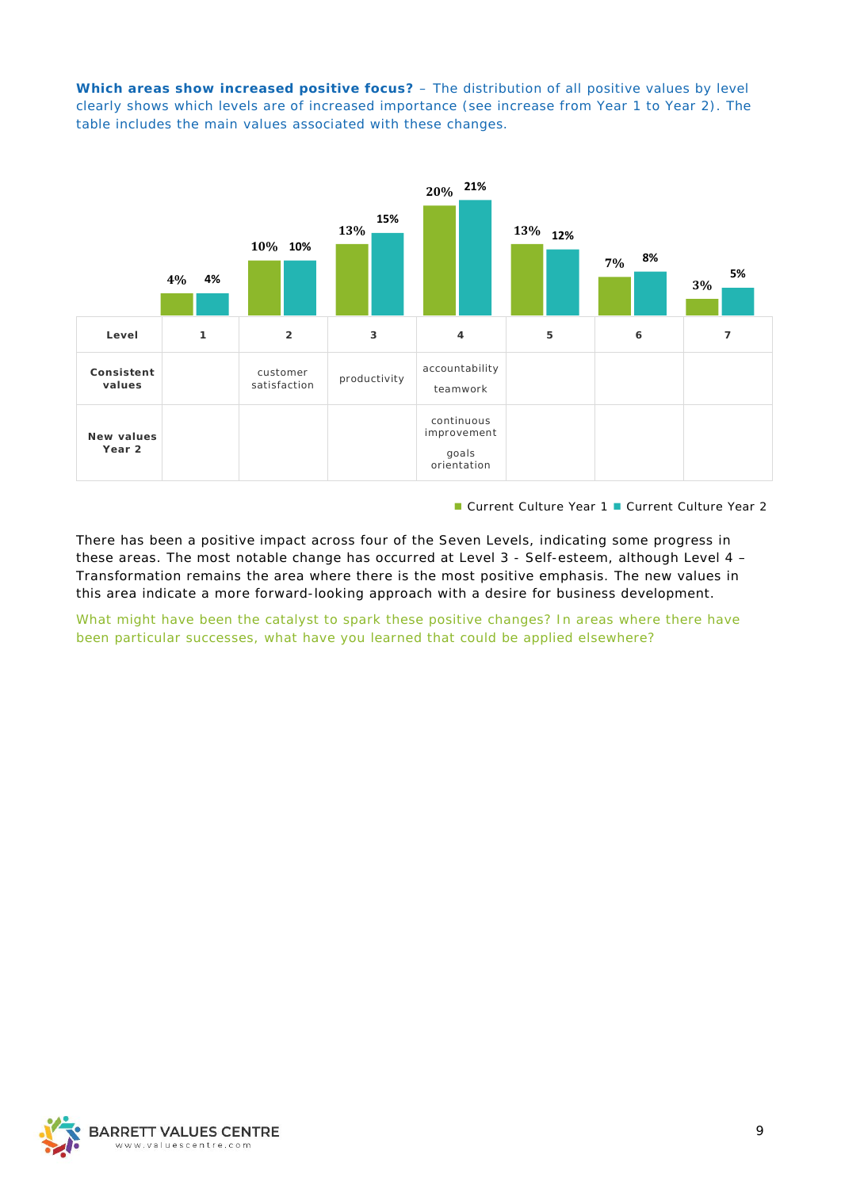**Which areas show increased positive focus?** – The distribution of all positive values by level clearly shows which levels are of increased importance (see increase from Year 1 to Year 2). The table includes the main values associated with these changes.

| Level | 1 | 2 | 3 | 4 | 5 | 6 | 7 |
|---|---|---|---|---|---|---|---|
| Current Culture Year 1 | 4% | 10% | 13% | 20% | 13% | 7% | 3% |
| Current Culture Year 2 | 4% | 10% | 15% | 21% | 12% | 8% | 5% |
| **Consistent values** | | customer satisfaction | productivity | accountability<br>teamwork | | | |
| **New values Year 2** | | | | continuous improvement<br>goals orientation | | | |

There has been a positive impact across four of the Seven Levels, indicating some progress in these areas. The most notable change has occurred at Level 3 - Self-esteem, although Level 4 – Transformation remains the area where there is the most positive emphasis. The new values in this area indicate a more forward-looking approach with a desire for business development.

What might have been the catalyst to spark these positive changes? In areas where there have been particular successes, what have you learned that could be applied elsewhere?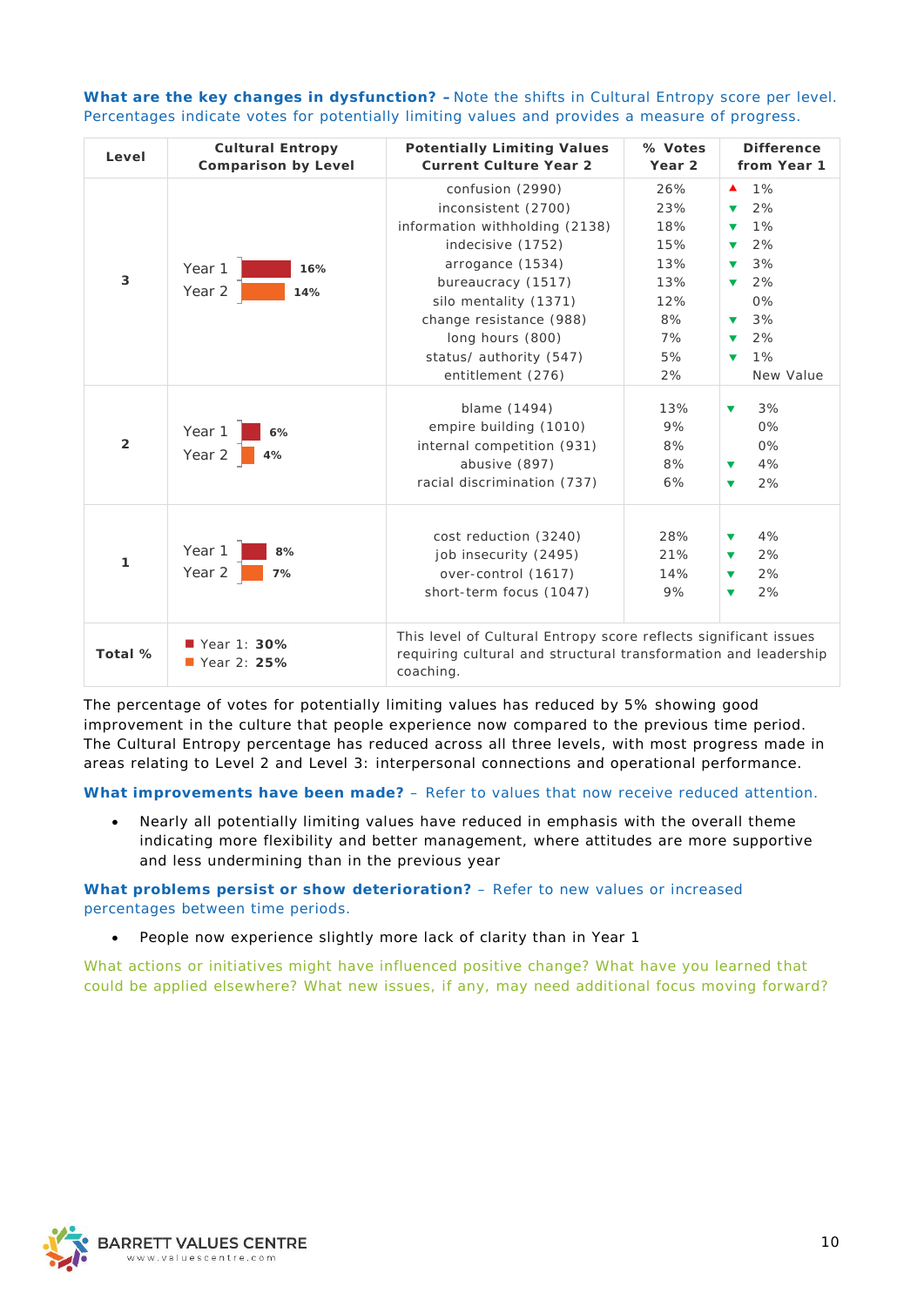**What are the key changes in dysfunction?** – Note the shifts in Cultural Entropy score per level. Percentages indicate votes for potentially limiting values and provides a measure of progress.

| Level | Cultural Entropy Comparison by Level | Potentially Limiting Values Current Culture Year 2 | % Votes Year 2 | Difference from Year 1 |
|---|---|---|---|---|
| 3 | Year 1: 16%<br>Year 2: 14% | confusion (2990)<br>inconsistent (2700)<br>information withholding (2138)<br>indecisive (1752)<br>arrogance (1534)<br>bureaucracy (1517)<br>silo mentality (1371)<br>change resistance (988)<br>long hours (800)<br>status/ authority (547)<br>entitlement (276) | 26%<br>23%<br>18%<br>15%<br>13%<br>13%<br>12%<br>8%<br>7%<br>5%<br>2% | ▲ 1%<br>▼ 2%<br>▼ 1%<br>▼ 2%<br>▼ 3%<br>▼ 2%<br>0%<br>▼ 3%<br>▼ 2%<br>▼ 1%<br>New Value |
| 2 | Year 1: 6%<br>Year 2: 4% | blame (1494)<br>empire building (1010)<br>internal competition (931)<br>abusive (897)<br>racial discrimination (737) | 13%<br>9%<br>8%<br>8%<br>6% | ▼ 3%<br>0%<br>0%<br>▼ 4%<br>▼ 2% |
| 1 | Year 1: 8%<br>Year 2: 7% | cost reduction (3240)<br>job insecurity (2495)<br>over-control (1617)<br>short-term focus (1047) | 28%<br>21%<br>14%<br>9% | ▼ 4%<br>▼ 2%<br>▼ 2%<br>▼ 2% |
| Total % | Year 1: **30%**<br>Year 2: **25%** | This level of Cultural Entropy score reflects significant issues requiring cultural and structural transformation and leadership coaching. | | |

The percentage of votes for potentially limiting values has reduced by 5% showing good improvement in the culture that people experience now compared to the previous time period. The Cultural Entropy percentage has reduced across all three levels, with most progress made in areas relating to Level 2 and Level 3: interpersonal connections and operational performance.

**What improvements have been made?** – Refer to values that now receive reduced attention.

- Nearly all potentially limiting values have reduced in emphasis with the overall theme indicating more flexibility and better management, where attitudes are more supportive and less undermining than in the previous year

**What problems persist or show deterioration?** – Refer to new values or increased percentages between time periods.

- People now experience slightly more lack of clarity than in Year 1

What actions or initiatives might have influenced positive change? What have you learned that could be applied elsewhere? What new issues, if any, may need additional focus moving forward?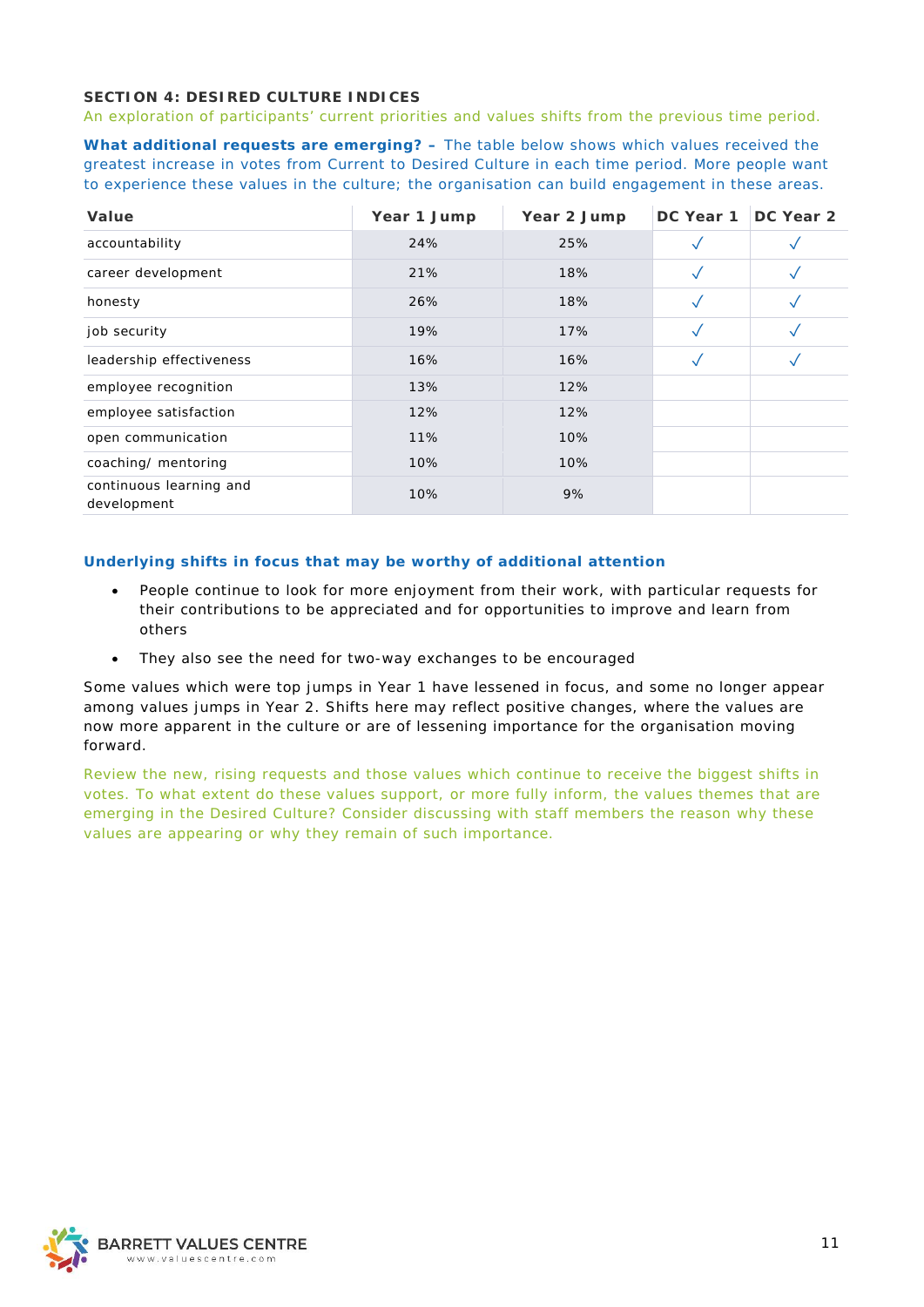**SECTION 4: DESIRED CULTURE INDICES**

An exploration of participants' current priorities and values shifts from the previous time period.

**What additional requests are emerging? –** The table below shows which values received the greatest increase in votes from Current to Desired Culture in each time period. More people want to experience these values in the culture; the organisation can build engagement in these areas.

| Value | Year 1 Jump | Year 2 Jump | DC Year 1 | DC Year 2 |
|---|---|---|---|---|
| accountability | 24% | 25% | ✓ | ✓ |
| career development | 21% | 18% | ✓ | ✓ |
| honesty | 26% | 18% | ✓ | ✓ |
| job security | 19% | 17% | ✓ | ✓ |
| leadership effectiveness | 16% | 16% | ✓ | ✓ |
| employee recognition | 13% | 12% | | |
| employee satisfaction | 12% | 12% | | |
| open communication | 11% | 10% | | |
| coaching/ mentoring | 10% | 10% | | |
| continuous learning and development | 10% | 9% | | |

**Underlying shifts in focus that may be worthy of additional attention**

- People continue to look for more enjoyment from their work, with particular requests for their contributions to be appreciated and for opportunities to improve and learn from others
- They also see the need for two-way exchanges to be encouraged

Some values which were top jumps in Year 1 have lessened in focus, and some no longer appear among values jumps in Year 2. Shifts here may reflect positive changes, where the values are now more apparent in the culture or are of lessening importance for the organisation moving forward.

Review the new, rising requests and those values which continue to receive the biggest shifts in votes. To what extent do these values support, or more fully inform, the values themes that are emerging in the Desired Culture? Consider discussing with staff members the reason why these values are appearing or why they remain of such importance.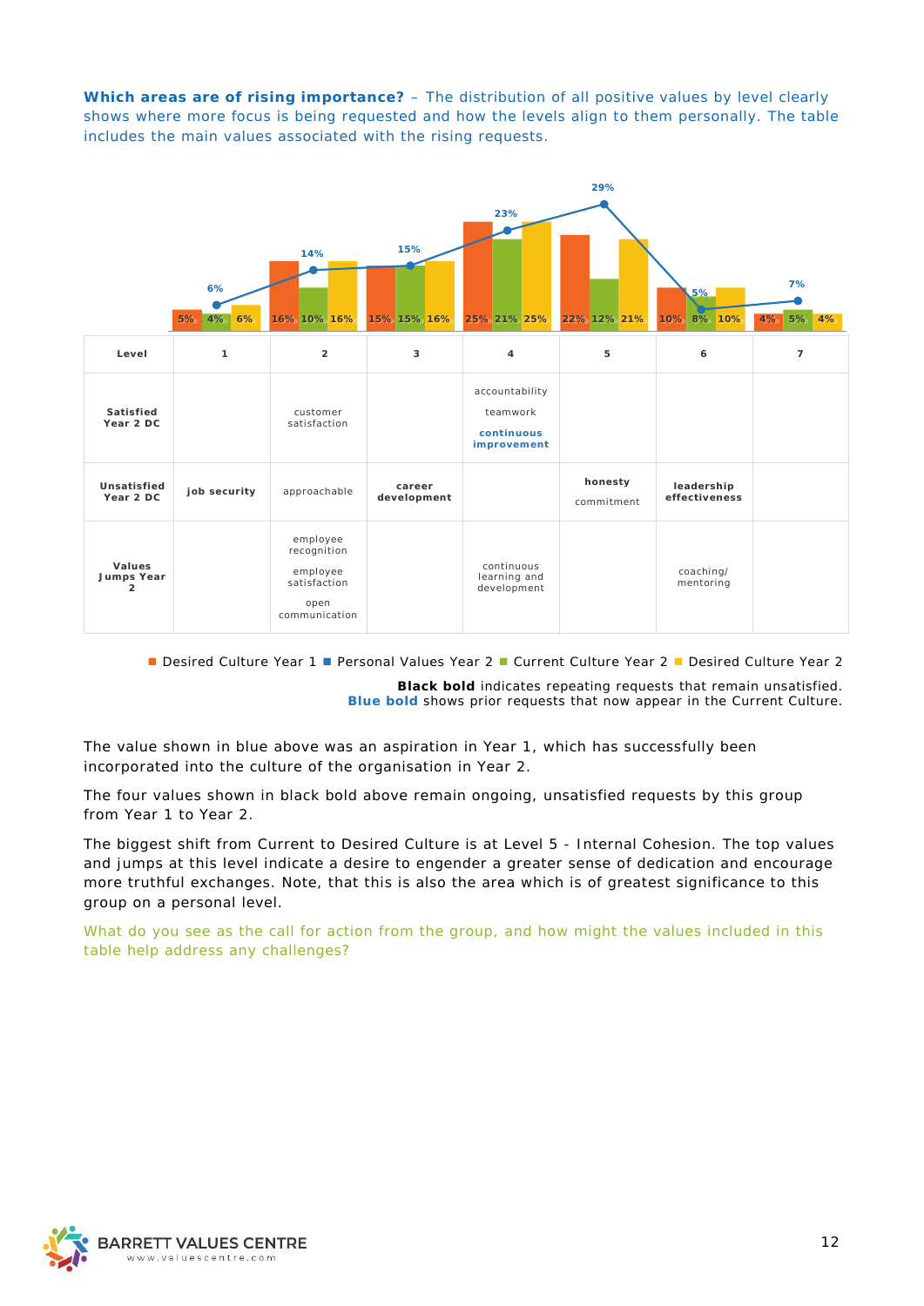**Which areas are of rising importance?** – The distribution of all positive values by level clearly shows where more focus is being requested and how the levels align to them personally. The table includes the main values associated with the rising requests.

| Level | 1 | 2 | 3 | 4 | 5 | 6 | 7 |
|---|---|---|---|---|---|---|---|
| Desired Culture Year 1 | 5% | 16% | 15% | 25% | 22% | 10% | 4% |
| Personal Values Year 2 | 6% | 14% | 15% | 23% | 29% | 5% | 7% |
| Current Culture Year 2 | 4% | 10% | 15% | 21% | 12% | 8% | 5% |
| Desired Culture Year 2 | 6% | 16% | 16% | 25% | 21% | 10% | 4% |
| **Satisfied Year 2 DC** | | customer satisfaction | | accountability<br>teamwork<br>**continuous improvement** | | | |
| **Unsatisfied Year 2 DC** | **job security** | approachable | **career development** | | **honesty**<br>commitment | **leadership effectiveness** | |
| **Values Jumps Year 2** | | employee recognition<br>employee satisfaction<br>open communication | | continuous learning and development | | coaching/ mentoring | |

■ Desired Culture Year 1 ■ Personal Values Year 2 ■ Current Culture Year 2 ■ Desired Culture Year 2

**Black bold** indicates repeating requests that remain unsatisfied.
**Blue bold** shows prior requests that now appear in the Current Culture.

The value shown in blue above was an aspiration in Year 1, which has successfully been incorporated into the culture of the organisation in Year 2.

The four values shown in black bold above remain ongoing, unsatisfied requests by this group from Year 1 to Year 2.

The biggest shift from Current to Desired Culture is at Level 5 - Internal Cohesion. The top values and jumps at this level indicate a desire to engender a greater sense of dedication and encourage more truthful exchanges. Note, that this is also the area which is of greatest significance to this group on a personal level.

What do you see as the call for action from the group, and how might the values included in this table help address any challenges?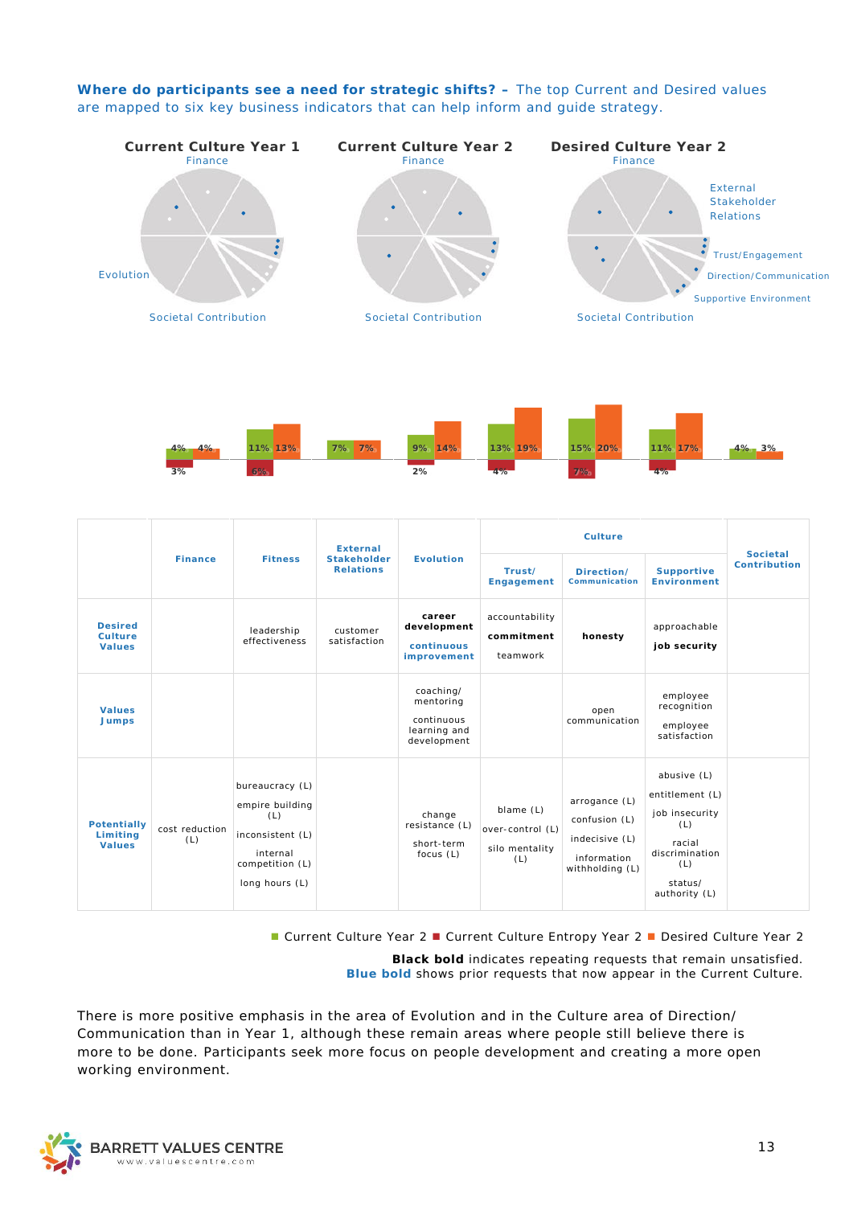**Where do participants see a need for strategic shifts? –** The top Current and Desired values are mapped to six key business indicators that can help inform and guide strategy.

**Current Culture Year 1** | **Current Culture Year 2** | **Desired Culture Year 2**

Finance, External Stakeholder Relations, Trust/Engagement, Direction/Communication, Supportive Environment, Societal Contribution, Evolution

| | Finance | Fitness | External Stakeholder Relations | Evolution | Culture: Trust/ Engagement | Culture: Direction/ Communication | Culture: Supportive Environment | Societal Contribution |
|---|---|---|---|---|---|---|---|---|
| Current Culture Year 2 | 4% | 11% | 7% | 9% | 13% | 15% | 11% | 4% |
| Current Culture Entropy Year 2 | 3% | 6% | | 2% | 4% | 7% | 4% | |
| Desired Culture Year 2 | 4% | 13% | 7% | 14% | 19% | 20% | 17% | 3% |

| | Finance | Fitness | External Stakeholder Relations | Evolution | Culture | | | Societal Contribution |
|---|---|---|---|---|---|---|---|---|
| | | | | | Trust/ Engagement | Direction/ Communication | Supportive Environment | |
| **Desired Culture Values** | | leadership effectiveness | customer satisfaction | **career development** **continuous improvement** | accountability **commitment** teamwork | **honesty** | approachable **job security** | |
| **Values Jumps** | | | | coaching/ mentoring continuous learning and development | | open communication | employee recognition employee satisfaction | |
| **Potentially Limiting Values** | cost reduction (L) | bureaucracy (L) empire building (L) inconsistent (L) internal competition (L) long hours (L) | | change resistance (L) short-term focus (L) | blame (L) over-control (L) silo mentality (L) | arrogance (L) confusion (L) indecisive (L) information withholding (L) | abusive (L) entitlement (L) job insecurity (L) racial discrimination (L) status/ authority (L) | |

■ Current Culture Year 2 ■ Current Culture Entropy Year 2 ■ Desired Culture Year 2

**Black bold** indicates repeating requests that remain unsatisfied.
**Blue bold** shows prior requests that now appear in the Current Culture.

There is more positive emphasis in the area of Evolution and in the Culture area of Direction/ Communication than in Year 1, although these remain areas where people still believe there is more to be done. Participants seek more focus on people development and creating a more open working environment.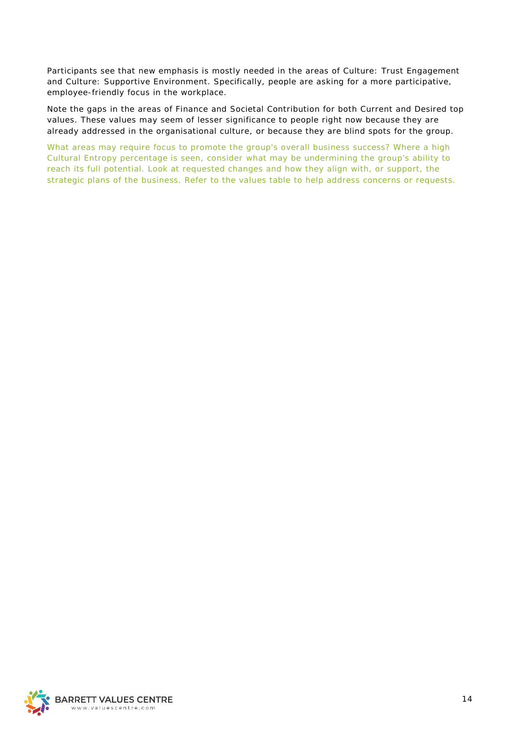Participants see that new emphasis is mostly needed in the areas of Culture: Trust Engagement and Culture: Supportive Environment. Specifically, people are asking for a more participative, employee-friendly focus in the workplace.

Note the gaps in the areas of Finance and Societal Contribution for both Current and Desired top values. These values may seem of lesser significance to people right now because they are already addressed in the organisational culture, or because they are blind spots for the group.

What areas may require focus to promote the group's overall business success? Where a high Cultural Entropy percentage is seen, consider what may be undermining the group’s ability to reach its full potential. Look at requested changes and how they align with, or support, the strategic plans of the business. Refer to the values table to help address concerns or requests.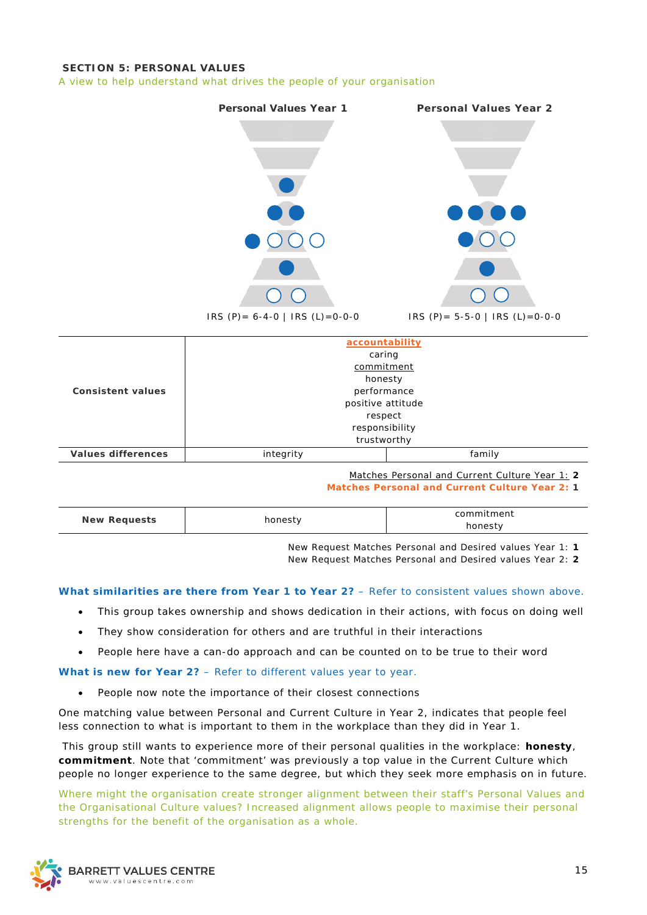## SECTION 5: PERSONAL VALUES

A view to help understand what drives the people of your organisation

**Personal Values Year 1**

IRS (P)= 6-4-0 | IRS (L)=0-0-0

**Personal Values Year 2**

IRS (P)= 5-5-0 | IRS (L)=0-0-0

| | | |
|---|---|---|
| **Consistent values** | accountability<br>caring<br>commitment<br>honesty<br>performance<br>positive attitude<br>respect<br>responsibility<br>trustworthy | |
| **Values differences** | integrity | family |

Matches Personal and Current Culture Year 1: **2**
**Matches Personal and Current Culture Year 2: 1**

| | | |
|---|---|---|
| **New Requests** | honesty | commitment<br>honesty |

New Request Matches Personal and Desired values Year 1: **1**
New Request Matches Personal and Desired values Year 2: **2**

**What similarities are there from Year 1 to Year 2?** – Refer to consistent values shown above.

- This group takes ownership and shows dedication in their actions, with focus on doing well
- They show consideration for others and are truthful in their interactions
- People here have a can-do approach and can be counted on to be true to their word

**What is new for Year 2?** – Refer to different values year to year.

- People now note the importance of their closest connections

One matching value between Personal and Current Culture in Year 2, indicates that people feel less connection to what is important to them in the workplace than they did in Year 1.

This group still wants to experience more of their personal qualities in the workplace: **honesty**, **commitment**. Note that 'commitment' was previously a top value in the Current Culture which people no longer experience to the same degree, but which they seek more emphasis on in future.

Where might the organisation create stronger alignment between their staff's Personal Values and the Organisational Culture values? Increased alignment allows people to maximise their personal strengths for the benefit of the organisation as a whole.